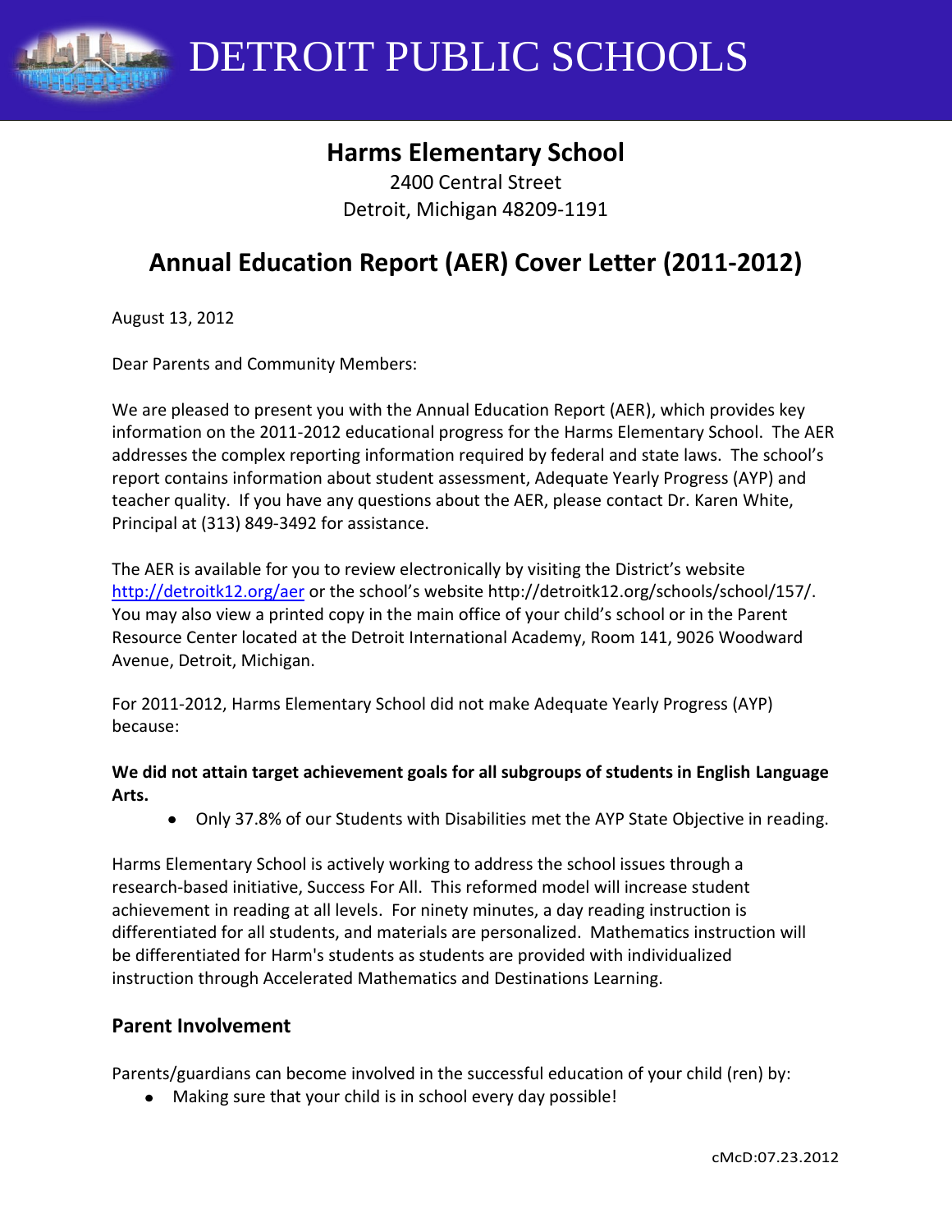# DETROIT PUBLIC SCHOOLS

## Harms Elementary School

2400 Central Street
Detroit, Michigan 48209-1191

## Annual Education Report (AER) Cover Letter (2011-2012)

August 13, 2012

Dear Parents and Community Members:

We are pleased to present you with the Annual Education Report (AER), which provides key information on the 2011-2012 educational progress for the Harms Elementary School. The AER addresses the complex reporting information required by federal and state laws. The school's report contains information about student assessment, Adequate Yearly Progress (AYP) and teacher quality. If you have any questions about the AER, please contact Dr. Karen White, Principal at (313) 849-3492 for assistance.

The AER is available for you to review electronically by visiting the District's website http://detroitk12.org/aer or the school's website http://detroitk12.org/schools/school/157/. You may also view a printed copy in the main office of your child's school or in the Parent Resource Center located at the Detroit International Academy, Room 141, 9026 Woodward Avenue, Detroit, Michigan.

For 2011-2012, Harms Elementary School did not make Adequate Yearly Progress (AYP) because:

**We did not attain target achievement goals for all subgroups of students in English Language Arts.**

- Only 37.8% of our Students with Disabilities met the AYP State Objective in reading.

Harms Elementary School is actively working to address the school issues through a research-based initiative, Success For All. This reformed model will increase student achievement in reading at all levels. For ninety minutes, a day reading instruction is differentiated for all students, and materials are personalized. Mathematics instruction will be differentiated for Harm's students as students are provided with individualized instruction through Accelerated Mathematics and Destinations Learning.

### Parent Involvement

Parents/guardians can become involved in the successful education of your child (ren) by:

- Making sure that your child is in school every day possible!

cMcD:07.23.2012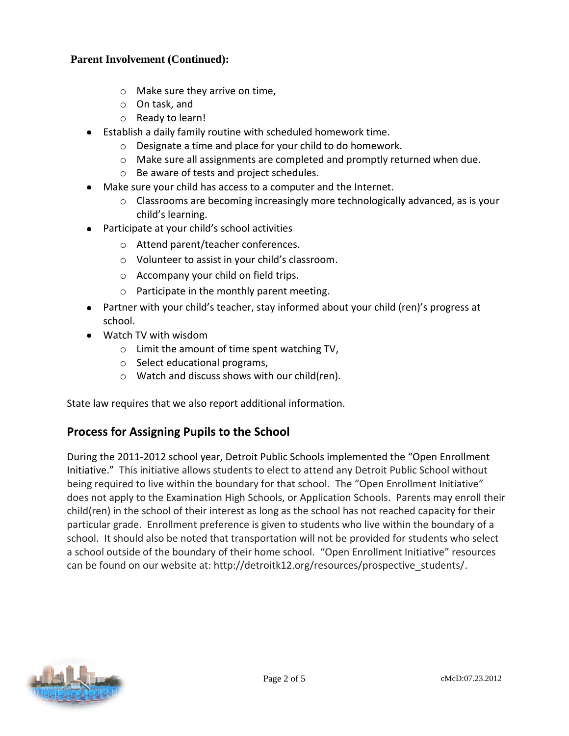**Parent Involvement (Continued):**

- Make sure they arrive on time,
    - On task, and
    - Ready to learn!
- Establish a daily family routine with scheduled homework time.
    - Designate a time and place for your child to do homework.
    - Make sure all assignments are completed and promptly returned when due.
    - Be aware of tests and project schedules.
- Make sure your child has access to a computer and the Internet.
    - Classrooms are becoming increasingly more technologically advanced, as is your child's learning.
- Participate at your child's school activities
    - Attend parent/teacher conferences.
    - Volunteer to assist in your child's classroom.
    - Accompany your child on field trips.
    - Participate in the monthly parent meeting.
- Partner with your child's teacher, stay informed about your child (ren)'s progress at school.
- Watch TV with wisdom
    - Limit the amount of time spent watching TV,
    - Select educational programs,
    - Watch and discuss shows with our child(ren).

State law requires that we also report additional information.

## Process for Assigning Pupils to the School

During the 2011-2012 school year, Detroit Public Schools implemented the "Open Enrollment Initiative." This initiative allows students to elect to attend any Detroit Public School without being required to live within the boundary for that school. The "Open Enrollment Initiative" does not apply to the Examination High Schools, or Application Schools. Parents may enroll their child(ren) in the school of their interest as long as the school has not reached capacity for their particular grade. Enrollment preference is given to students who live within the boundary of a school. It should also be noted that transportation will not be provided for students who select a school outside of the boundary of their home school. "Open Enrollment Initiative" resources can be found on our website at: http://detroitk12.org/resources/prospective_students/.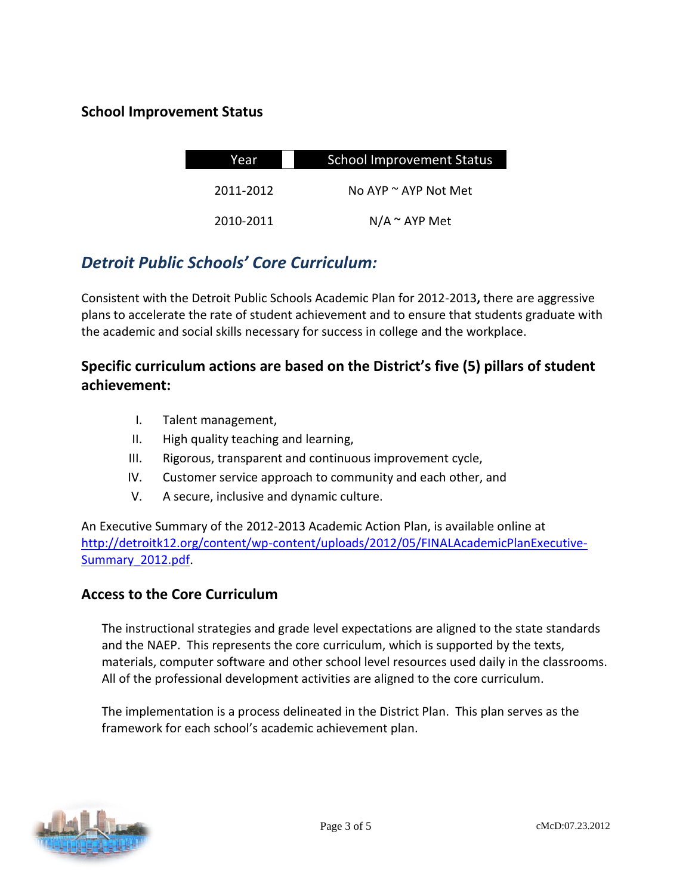## School Improvement Status

| Year | School Improvement Status |
| --- | --- |
| 2011-2012 | No AYP ~ AYP Not Met |
| 2010-2011 | N/A ~ AYP Met |

## *Detroit Public Schools' Core Curriculum:*

Consistent with the Detroit Public Schools Academic Plan for 2012-2013**,** there are aggressive plans to accelerate the rate of student achievement and to ensure that students graduate with the academic and social skills necessary for success in college and the workplace.

### Specific curriculum actions are based on the District's five (5) pillars of student achievement:

I. Talent management,
II. High quality teaching and learning,
III. Rigorous, transparent and continuous improvement cycle,
IV. Customer service approach to community and each other, and
V. A secure, inclusive and dynamic culture.

An Executive Summary of the 2012-2013 Academic Action Plan, is available online at http://detroitk12.org/content/wp-content/uploads/2012/05/FINALAcademicPlanExecutive-Summary_2012.pdf.

### Access to the Core Curriculum

The instructional strategies and grade level expectations are aligned to the state standards and the NAEP. This represents the core curriculum, which is supported by the texts, materials, computer software and other school level resources used daily in the classrooms. All of the professional development activities are aligned to the core curriculum.

The implementation is a process delineated in the District Plan. This plan serves as the framework for each school's academic achievement plan.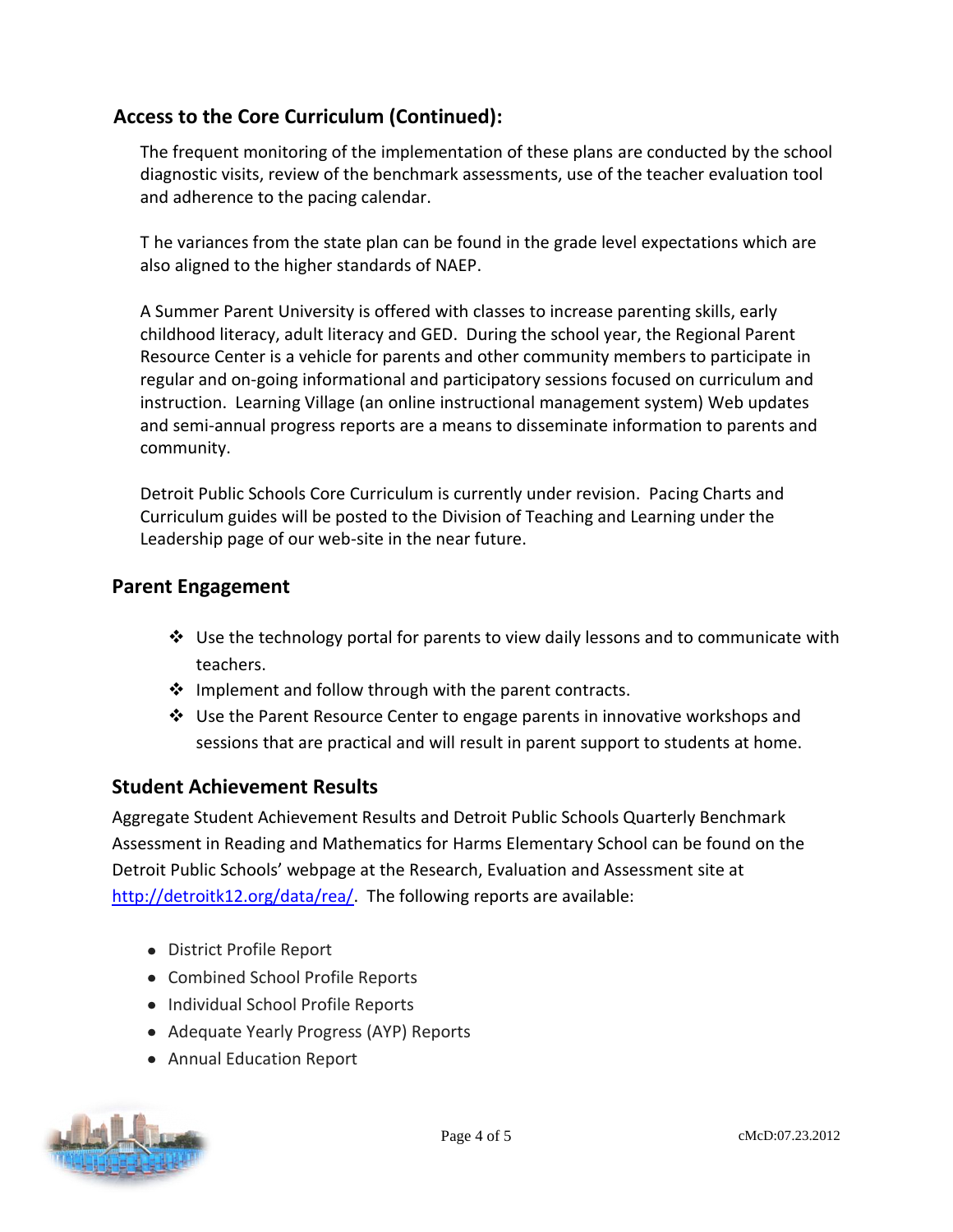## Access to the Core Curriculum (Continued):

The frequent monitoring of the implementation of these plans are conducted by the school diagnostic visits, review of the benchmark assessments, use of the teacher evaluation tool and adherence to the pacing calendar.

T he variances from the state plan can be found in the grade level expectations which are also aligned to the higher standards of NAEP.

A Summer Parent University is offered with classes to increase parenting skills, early childhood literacy, adult literacy and GED. During the school year, the Regional Parent Resource Center is a vehicle for parents and other community members to participate in regular and on-going informational and participatory sessions focused on curriculum and instruction. Learning Village (an online instructional management system) Web updates and semi-annual progress reports are a means to disseminate information to parents and community.

Detroit Public Schools Core Curriculum is currently under revision. Pacing Charts and Curriculum guides will be posted to the Division of Teaching and Learning under the Leadership page of our web-site in the near future.

## Parent Engagement

- Use the technology portal for parents to view daily lessons and to communicate with teachers.
- Implement and follow through with the parent contracts.
- Use the Parent Resource Center to engage parents in innovative workshops and sessions that are practical and will result in parent support to students at home.

## Student Achievement Results

Aggregate Student Achievement Results and Detroit Public Schools Quarterly Benchmark Assessment in Reading and Mathematics for Harms Elementary School can be found on the Detroit Public Schools' webpage at the Research, Evaluation and Assessment site at [http://detroitk12.org/data/rea/](http://detroitk12.org/data/rea/). The following reports are available:

- District Profile Report
- Combined School Profile Reports
- Individual School Profile Reports
- Adequate Yearly Progress (AYP) Reports
- Annual Education Report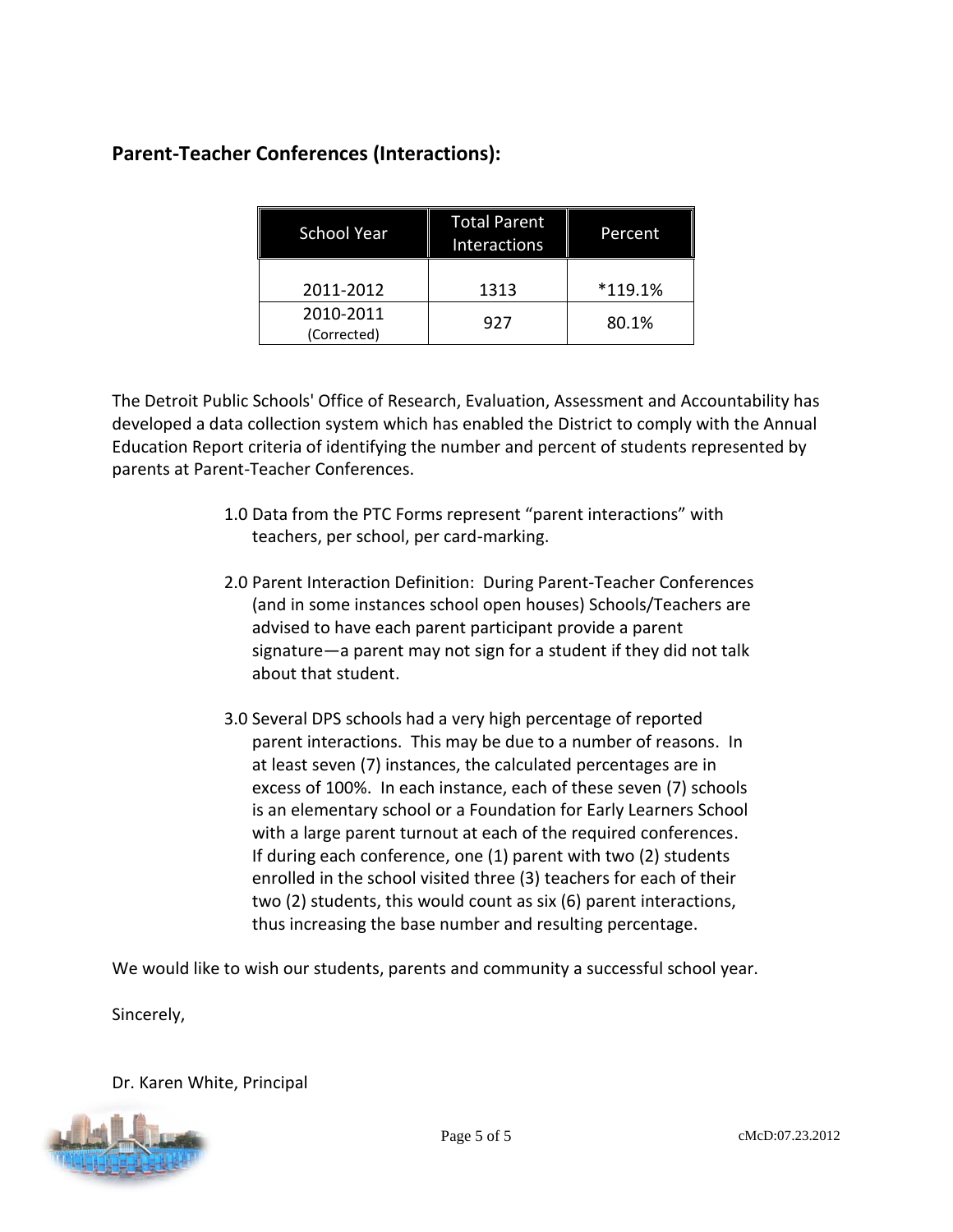## Parent-Teacher Conferences (Interactions):

| School Year | Total Parent Interactions | Percent |
|---|---|---|
| 2011-2012 | 1313 | *119.1% |
| 2010-2011 (Corrected) | 927 | 80.1% |

The Detroit Public Schools' Office of Research, Evaluation, Assessment and Accountability has developed a data collection system which has enabled the District to comply with the Annual Education Report criteria of identifying the number and percent of students represented by parents at Parent-Teacher Conferences.

1.0 Data from the PTC Forms represent "parent interactions" with teachers, per school, per card-marking.

2.0 Parent Interaction Definition: During Parent-Teacher Conferences (and in some instances school open houses) Schools/Teachers are advised to have each parent participant provide a parent signature—a parent may not sign for a student if they did not talk about that student.

3.0 Several DPS schools had a very high percentage of reported parent interactions. This may be due to a number of reasons. In at least seven (7) instances, the calculated percentages are in excess of 100%. In each instance, each of these seven (7) schools is an elementary school or a Foundation for Early Learners School with a large parent turnout at each of the required conferences. If during each conference, one (1) parent with two (2) students enrolled in the school visited three (3) teachers for each of their two (2) students, this would count as six (6) parent interactions, thus increasing the base number and resulting percentage.

We would like to wish our students, parents and community a successful school year.

Sincerely,

Dr. Karen White, Principal

cMcD:07.23.2012